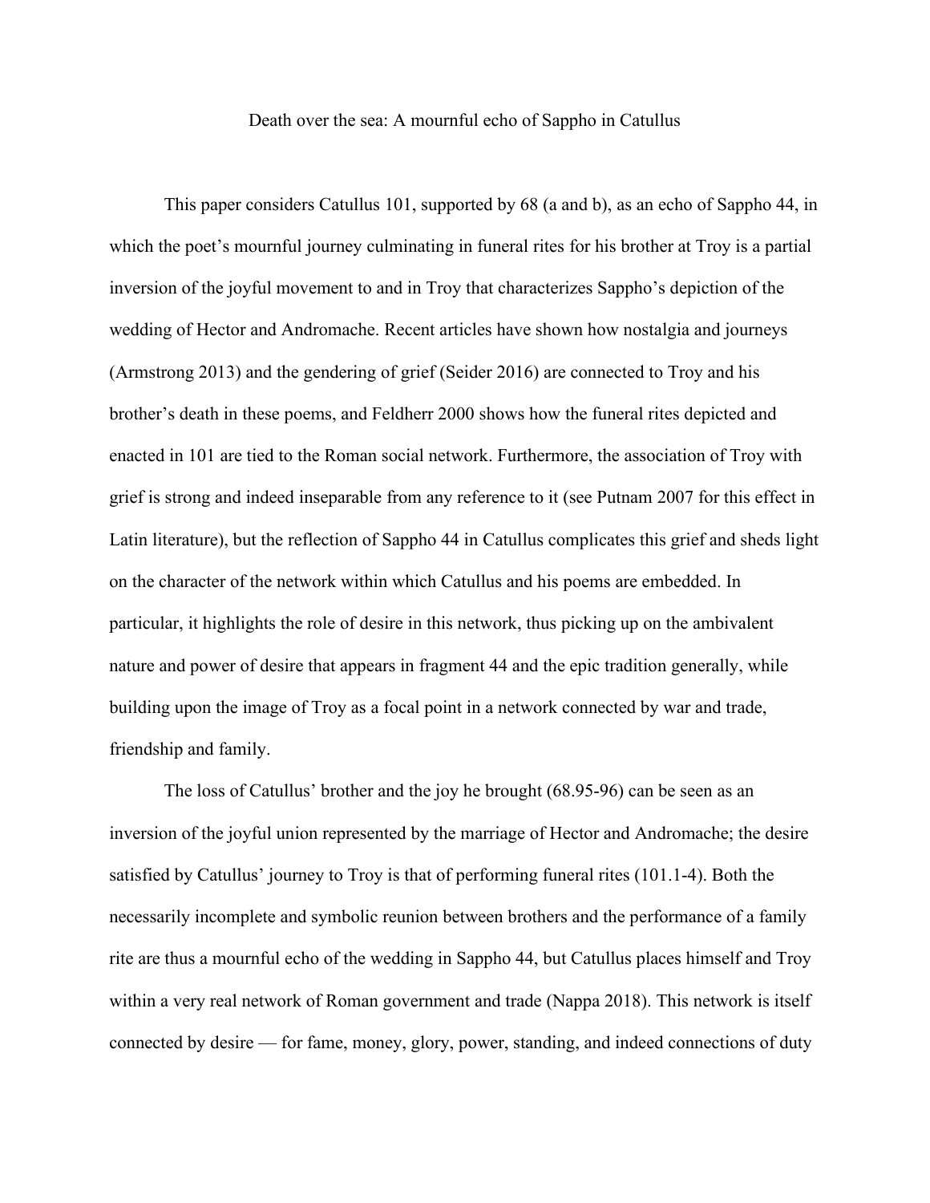# Death over the sea: A mournful echo of Sappho in Catullus

This paper considers Catullus 101, supported by 68 (a and b), as an echo of Sappho 44, in which the poet's mournful journey culminating in funeral rites for his brother at Troy is a partial inversion of the joyful movement to and in Troy that characterizes Sappho's depiction of the wedding of Hector and Andromache. Recent articles have shown how nostalgia and journeys (Armstrong 2013) and the gendering of grief (Seider 2016) are connected to Troy and his brother's death in these poems, and Feldherr 2000 shows how the funeral rites depicted and enacted in 101 are tied to the Roman social network. Furthermore, the association of Troy with grief is strong and indeed inseparable from any reference to it (see Putnam 2007 for this effect in Latin literature), but the reflection of Sappho 44 in Catullus complicates this grief and sheds light on the character of the network within which Catullus and his poems are embedded. In particular, it highlights the role of desire in this network, thus picking up on the ambivalent nature and power of desire that appears in fragment 44 and the epic tradition generally, while building upon the image of Troy as a focal point in a network connected by war and trade, friendship and family.

The loss of Catullus' brother and the joy he brought (68.95-96) can be seen as an inversion of the joyful union represented by the marriage of Hector and Andromache; the desire satisfied by Catullus' journey to Troy is that of performing funeral rites (101.1-4). Both the necessarily incomplete and symbolic reunion between brothers and the performance of a family rite are thus a mournful echo of the wedding in Sappho 44, but Catullus places himself and Troy within a very real network of Roman government and trade (Nappa 2018). This network is itself connected by desire — for fame, money, glory, power, standing, and indeed connections of duty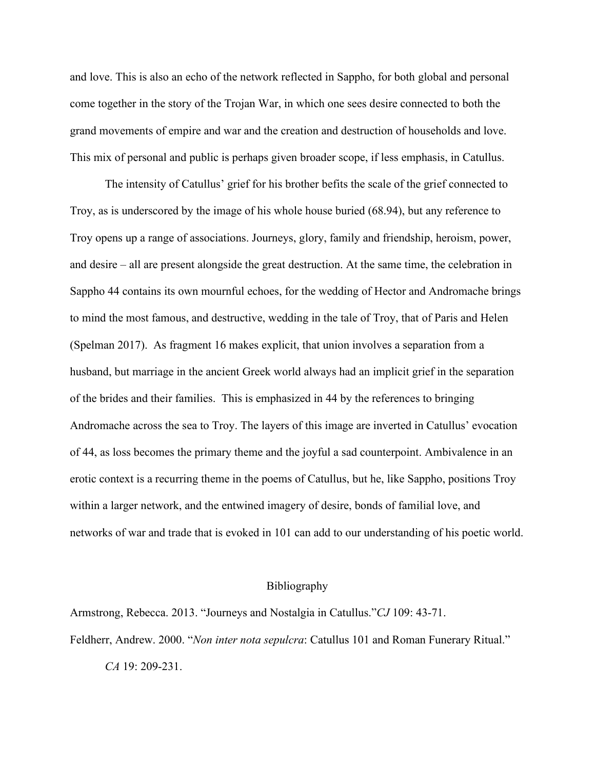and love. This is also an echo of the network reflected in Sappho, for both global and personal come together in the story of the Trojan War, in which one sees desire connected to both the grand movements of empire and war and the creation and destruction of households and love. This mix of personal and public is perhaps given broader scope, if less emphasis, in Catullus.

The intensity of Catullus' grief for his brother befits the scale of the grief connected to Troy, as is underscored by the image of his whole house buried (68.94), but any reference to Troy opens up a range of associations. Journeys, glory, family and friendship, heroism, power, and desire – all are present alongside the great destruction. At the same time, the celebration in Sappho 44 contains its own mournful echoes, for the wedding of Hector and Andromache brings to mind the most famous, and destructive, wedding in the tale of Troy, that of Paris and Helen (Spelman 2017). As fragment 16 makes explicit, that union involves a separation from a husband, but marriage in the ancient Greek world always had an implicit grief in the separation of the brides and their families. This is emphasized in 44 by the references to bringing Andromache across the sea to Troy. The layers of this image are inverted in Catullus' evocation of 44, as loss becomes the primary theme and the joyful a sad counterpoint. Ambivalence in an erotic context is a recurring theme in the poems of Catullus, but he, like Sappho, positions Troy within a larger network, and the entwined imagery of desire, bonds of familial love, and networks of war and trade that is evoked in 101 can add to our understanding of his poetic world.

## Bibliography

Armstrong, Rebecca. 2013. "Journeys and Nostalgia in Catullus." *CJ* 109: 43-71.

Feldherr, Andrew. 2000. "*Non inter nota sepulcra*: Catullus 101 and Roman Funerary Ritual." *CA* 19: 209-231.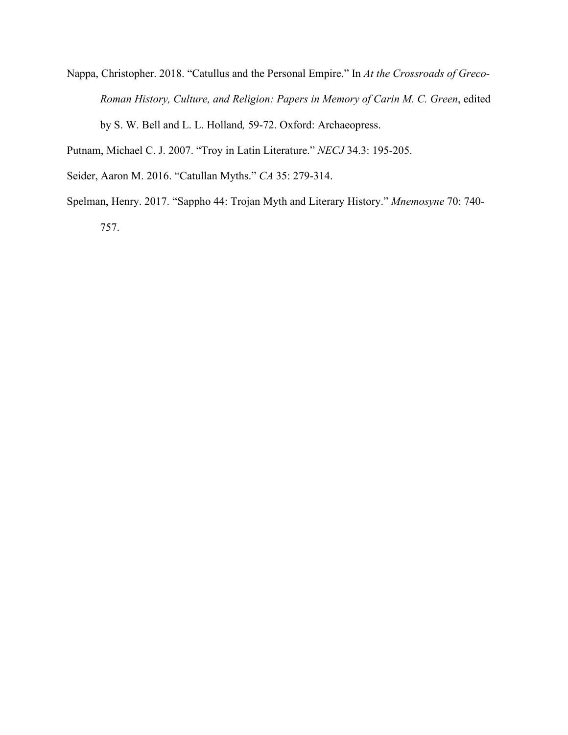Nappa, Christopher. 2018. "Catullus and the Personal Empire." In *At the Crossroads of Greco-Roman History, Culture, and Religion: Papers in Memory of Carin M. C. Green*, edited by S. W. Bell and L. L. Holland*,* 59-72. Oxford: Archaeopress.

Putnam, Michael C. J. 2007. "Troy in Latin Literature." *NECJ* 34.3: 195-205.

Seider, Aaron M. 2016. "Catullan Myths." *CA* 35: 279-314.

Spelman, Henry. 2017. "Sappho 44: Trojan Myth and Literary History." *Mnemosyne* 70: 740-757.